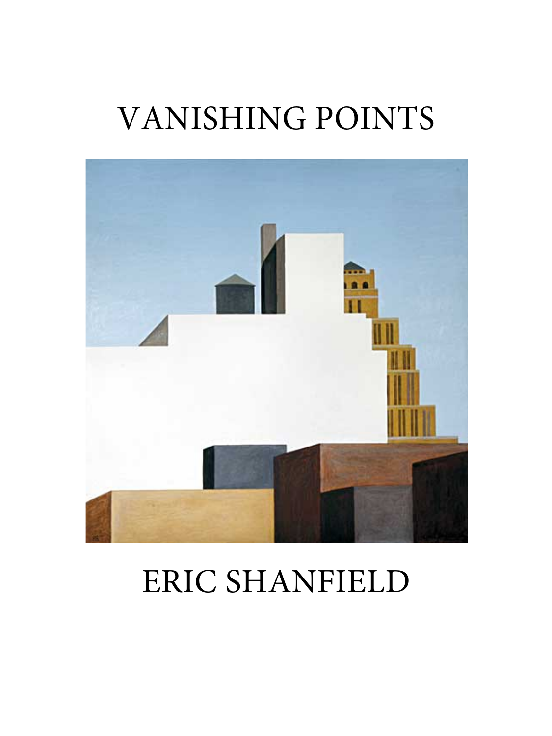# VANISHING POINTS

ERIC SHANFIELD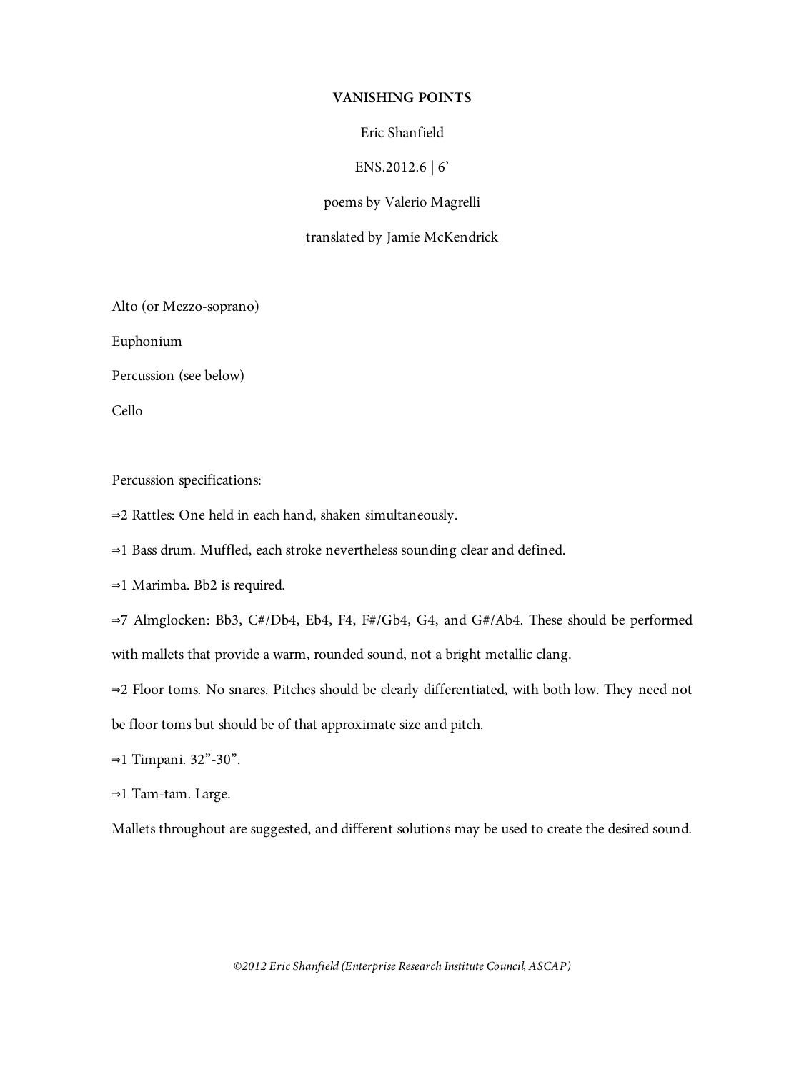# VANISHING POINTS

Eric Shanfield

ENS.2012.6 | 6’

poems by Valerio Magrelli

translated by Jamie McKendrick

Alto (or Mezzo-soprano)

Euphonium

Percussion (see below)

Cello

Percussion specifications:

⇒2 Rattles: One held in each hand, shaken simultaneously.

⇒1 Bass drum. Muffled, each stroke nevertheless sounding clear and defined.

⇒1 Marimba. Bb2 is required.

⇒7 Almglocken: Bb3, C#/Db4, Eb4, F4, F#/Gb4, G4, and G#/Ab4. These should be performed with mallets that provide a warm, rounded sound, not a bright metallic clang.

⇒2 Floor toms. No snares. Pitches should be clearly differentiated, with both low. They need not be floor toms but should be of that approximate size and pitch.

⇒1 Timpani. 32”-30”.

⇒1 Tam-tam. Large.

Mallets throughout are suggested, and different solutions may be used to create the desired sound.

*©2012 Eric Shanfield (Enterprise Research Institute Council, ASCAP)*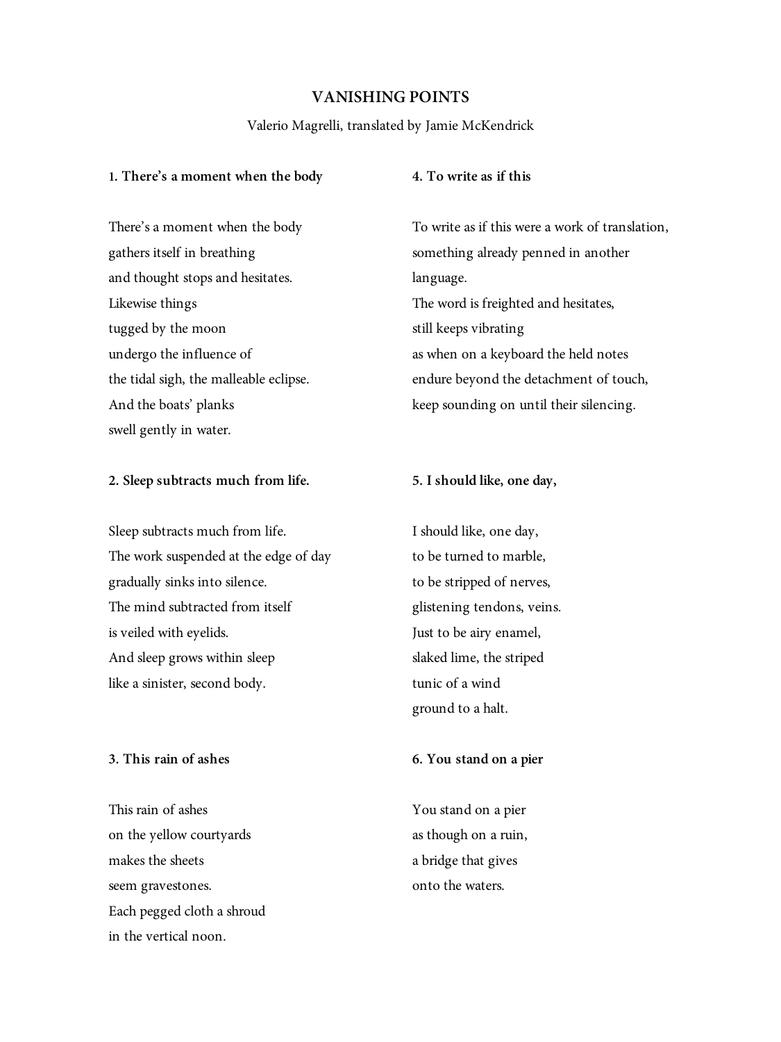# VANISHING POINTS

Valerio Magrelli, translated by Jamie McKendrick

### 1. There's a moment when the body

There's a moment when the body
gathers itself in breathing
and thought stops and hesitates.
Likewise things
tugged by the moon
undergo the influence of
the tidal sigh, the malleable eclipse.
And the boats' planks
swell gently in water.

### 2. Sleep subtracts much from life.

Sleep subtracts much from life.
The work suspended at the edge of day
gradually sinks into silence.
The mind subtracted from itself
is veiled with eyelids.
And sleep grows within sleep
like a sinister, second body.

### 3. This rain of ashes

This rain of ashes
on the yellow courtyards
makes the sheets
seem gravestones.
Each pegged cloth a shroud
in the vertical noon.

### 4. To write as if this

To write as if this were a work of translation,
something already penned in another
language.
The word is freighted and hesitates,
still keeps vibrating
as when on a keyboard the held notes
endure beyond the detachment of touch,
keep sounding on until their silencing.

### 5. I should like, one day,

I should like, one day,
to be turned to marble,
to be stripped of nerves,
glistening tendons, veins.
Just to be airy enamel,
slaked lime, the striped
tunic of a wind
ground to a halt.

### 6. You stand on a pier

You stand on a pier
as though on a ruin,
a bridge that gives
onto the waters.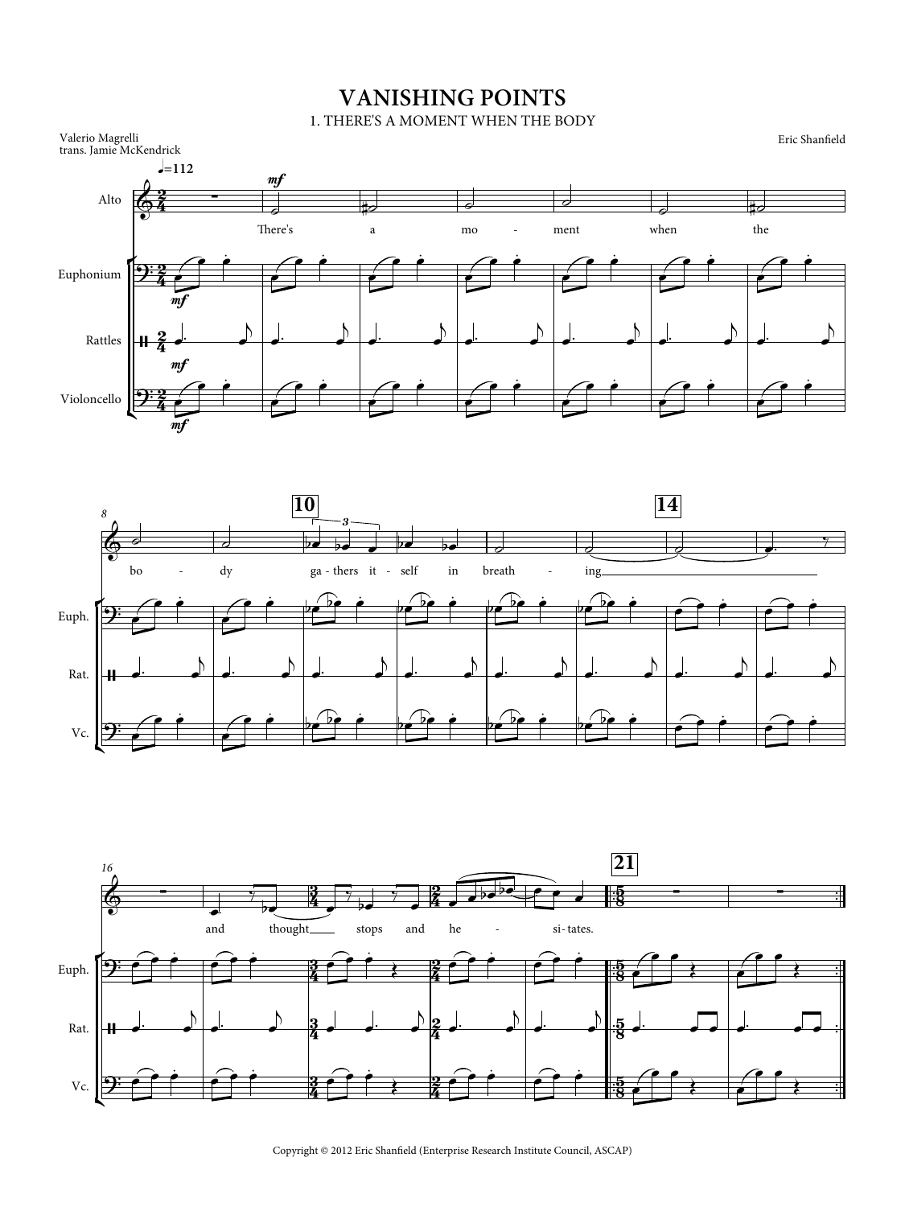# VANISHING POINTS

## 1. THERE'S A MOMENT WHEN THE BODY

Valerio Magrelli
trans. Jamie McKendrick

Eric Shanfield

Copyright © 2012 Eric Shanfield (Enterprise Research Institute Council, ASCAP)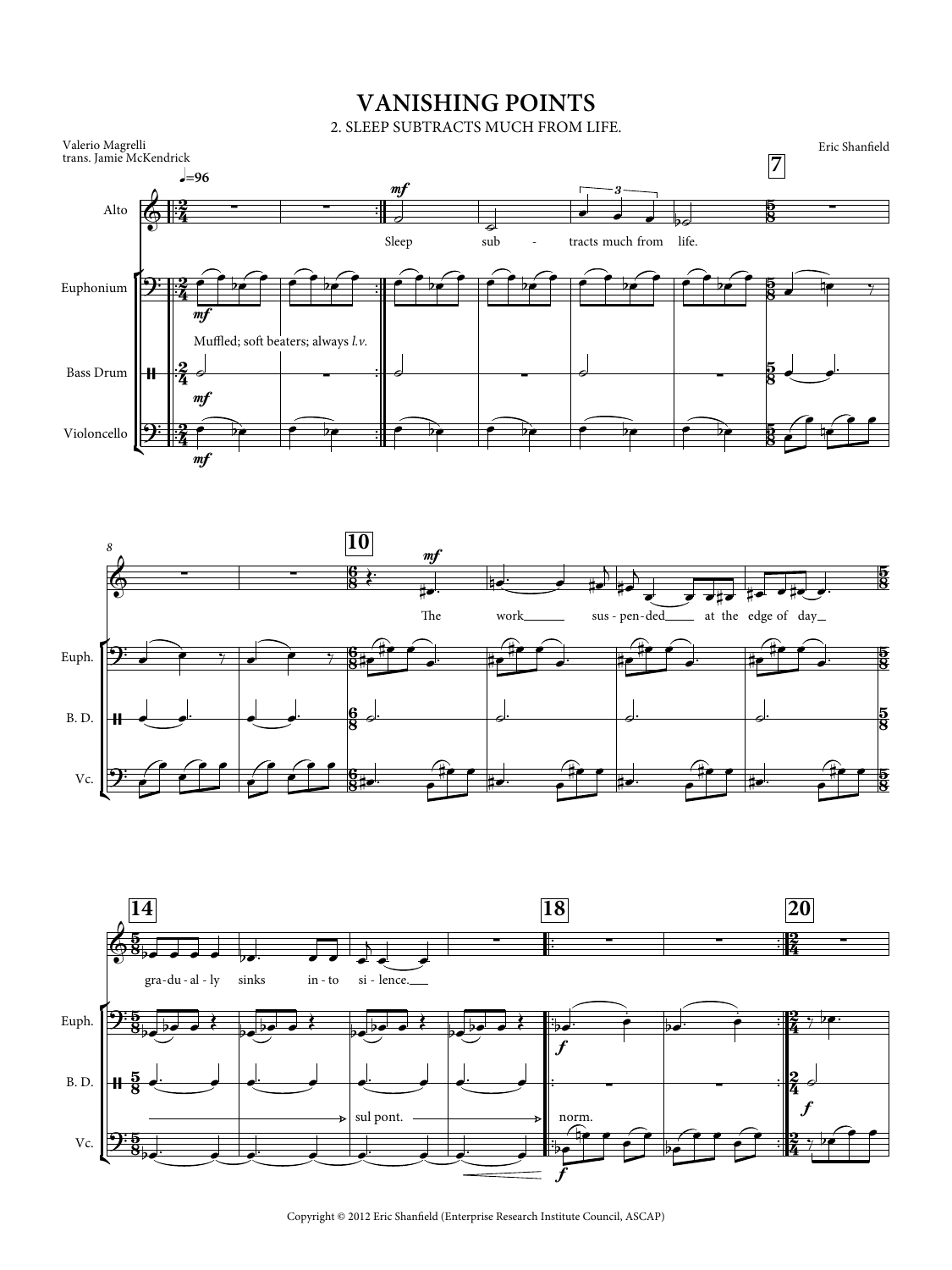# VANISHING POINTS

## 2. SLEEP SUBTRACTS MUCH FROM LIFE.

Valerio Magrelli
trans. Jamie McKendrick

Eric Shanfield

♩=96

Alto

Euphonium

Bass Drum

Violoncello

Muffled; soft beaters; always *l.v.*

Sleep sub - tracts much from life.

The work sus - pen - ded at the edge of day

gra - du - al - ly sinks in - to si - lence.

sul pont.

norm.

Copyright © 2012 Eric Shanfield (Enterprise Research Institute Council, ASCAP)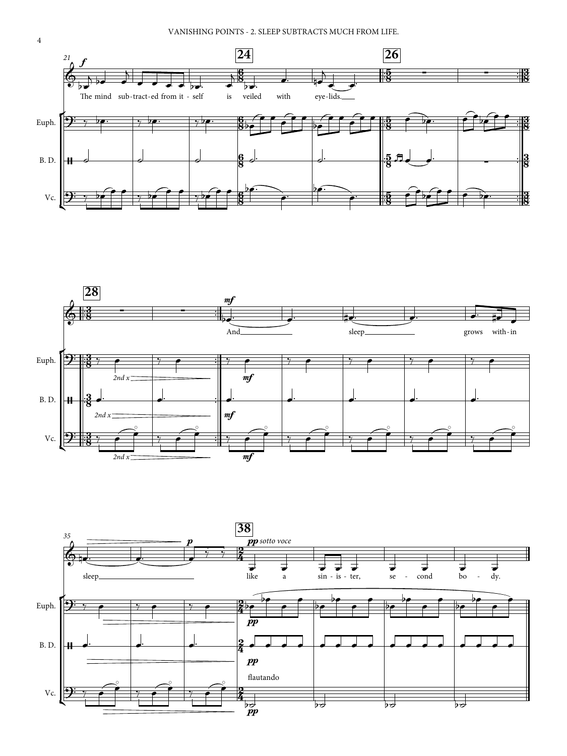The mind sub-tract-ed from it - self is veiled with eye-lids.

And sleep grows with-in

sleep like a sin - is - ter, se - cond bo - dy.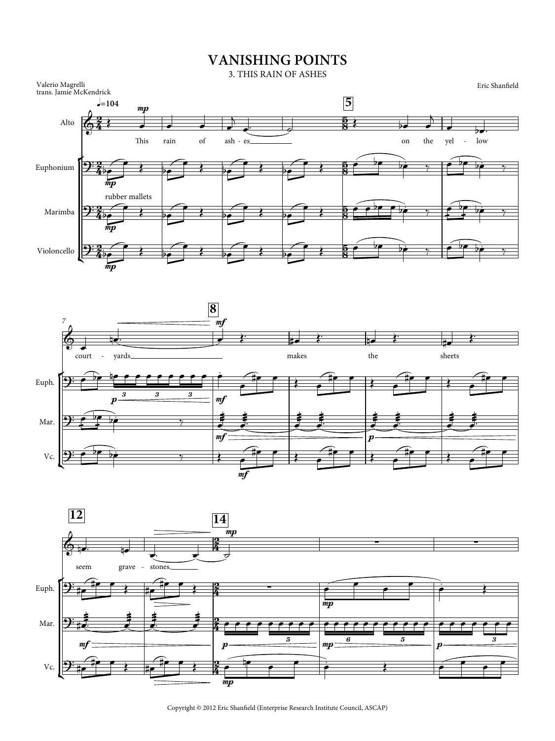# VANISHING POINTS

## 3. THIS RAIN OF ASHES

Valerio Magrelli
trans. Jamie McKendrick

Eric Shanfield

Copyright © 2012 Eric Shanfield (Enterprise Research Institute Council, ASCAP)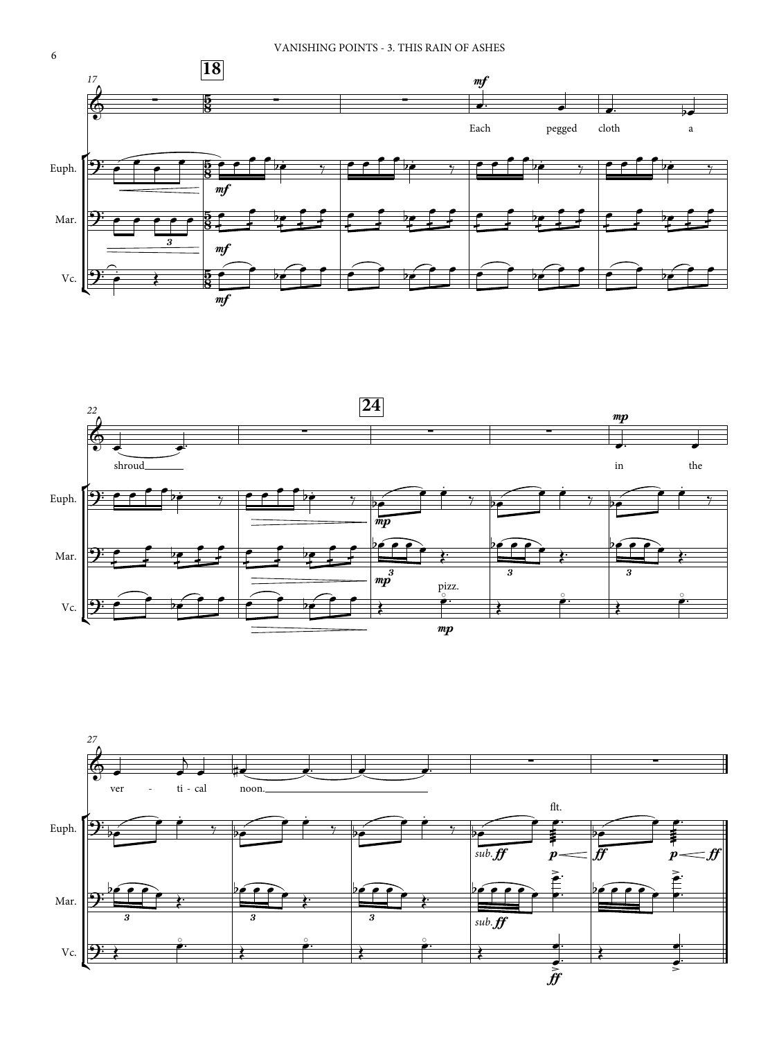Each pegged cloth a shroud in the vertical noon.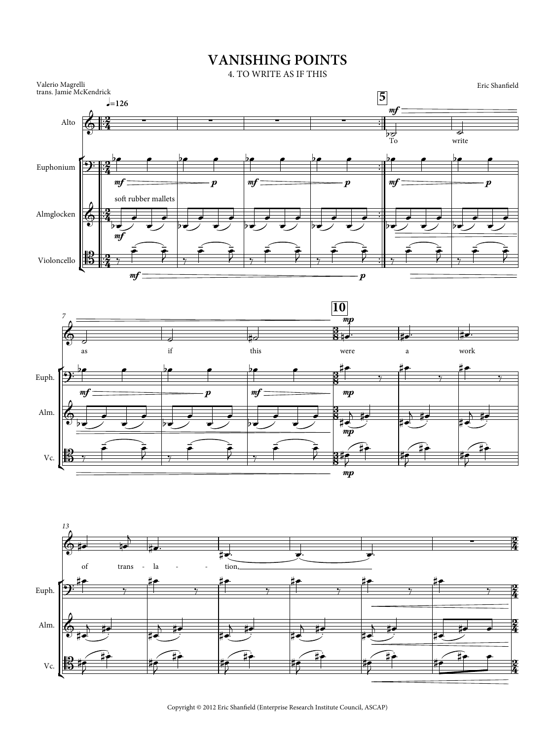# VANISHING POINTS

## 4. TO WRITE AS IF THIS

Valerio Magrelli
trans. Jamie McKendrick

Eric Shanfield

♩=126

Alto

Euphonium

Almglocken

soft rubber mallets

Violoncello

To write as if this were a work of trans - la - - tion,

Copyright © 2012 Eric Shanfield (Enterprise Research Institute Council, ASCAP)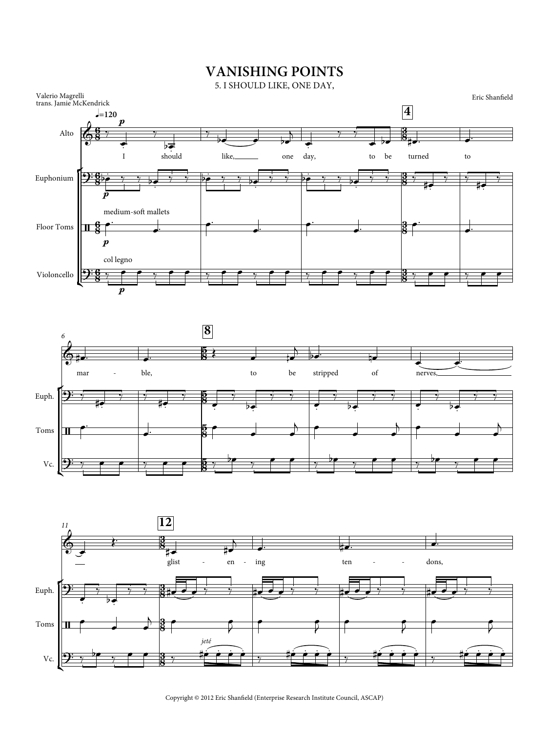# VANISHING POINTS

## 5. I SHOULD LIKE, ONE DAY,

Valerio Magrelli
trans. Jamie McKendrick

Eric Shanfield

Copyright © 2012 Eric Shanfield (Enterprise Research Institute Council, ASCAP)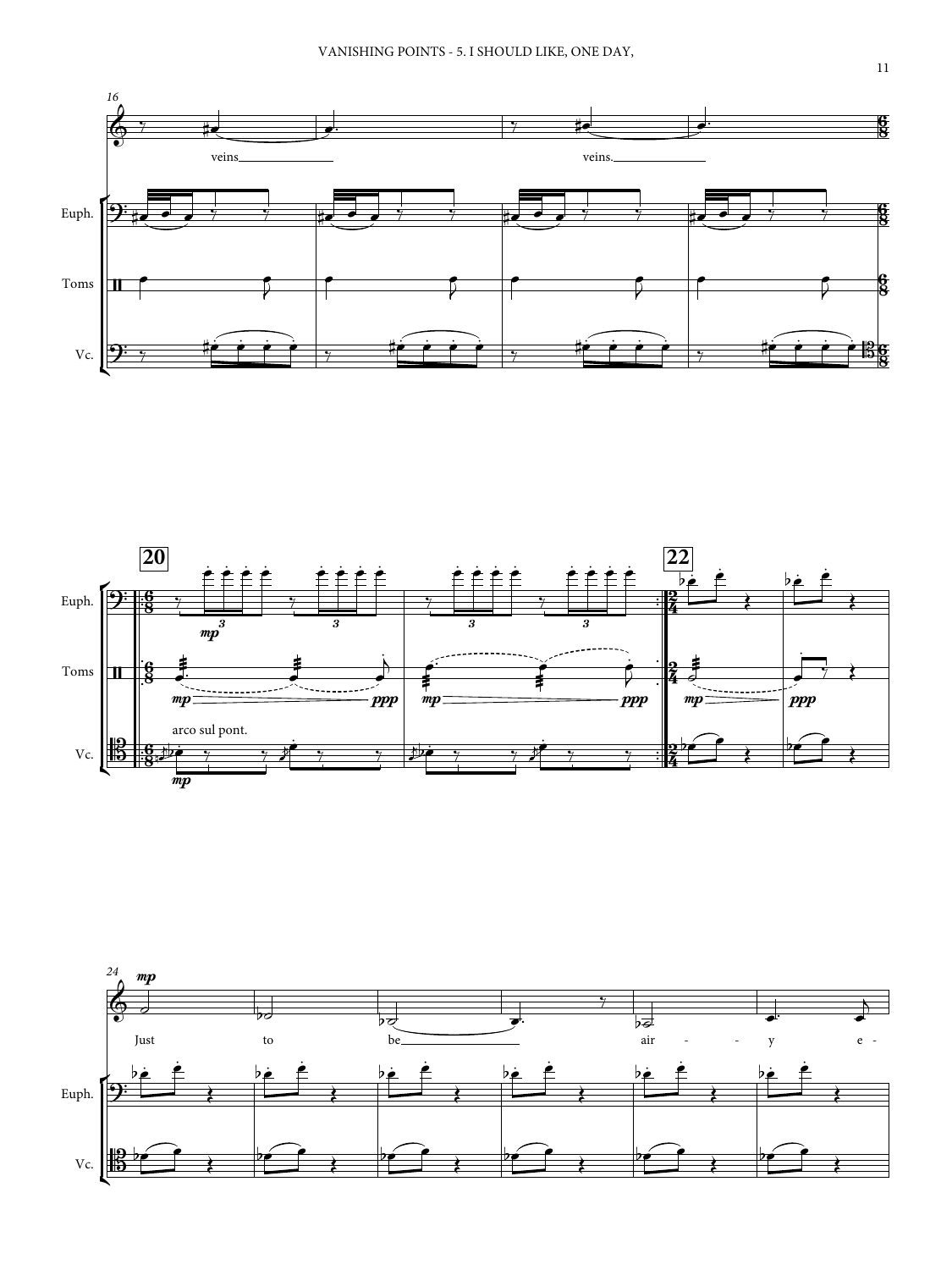16

veins veins.

Euph.

Toms

Vc.

20

22

*mp* *mp* *ppp* *mp* *ppp* *mp* *ppp*

arco sul pont.

*mp*

24

*mp*

Just to be air - - y e -

Euph.

Vc.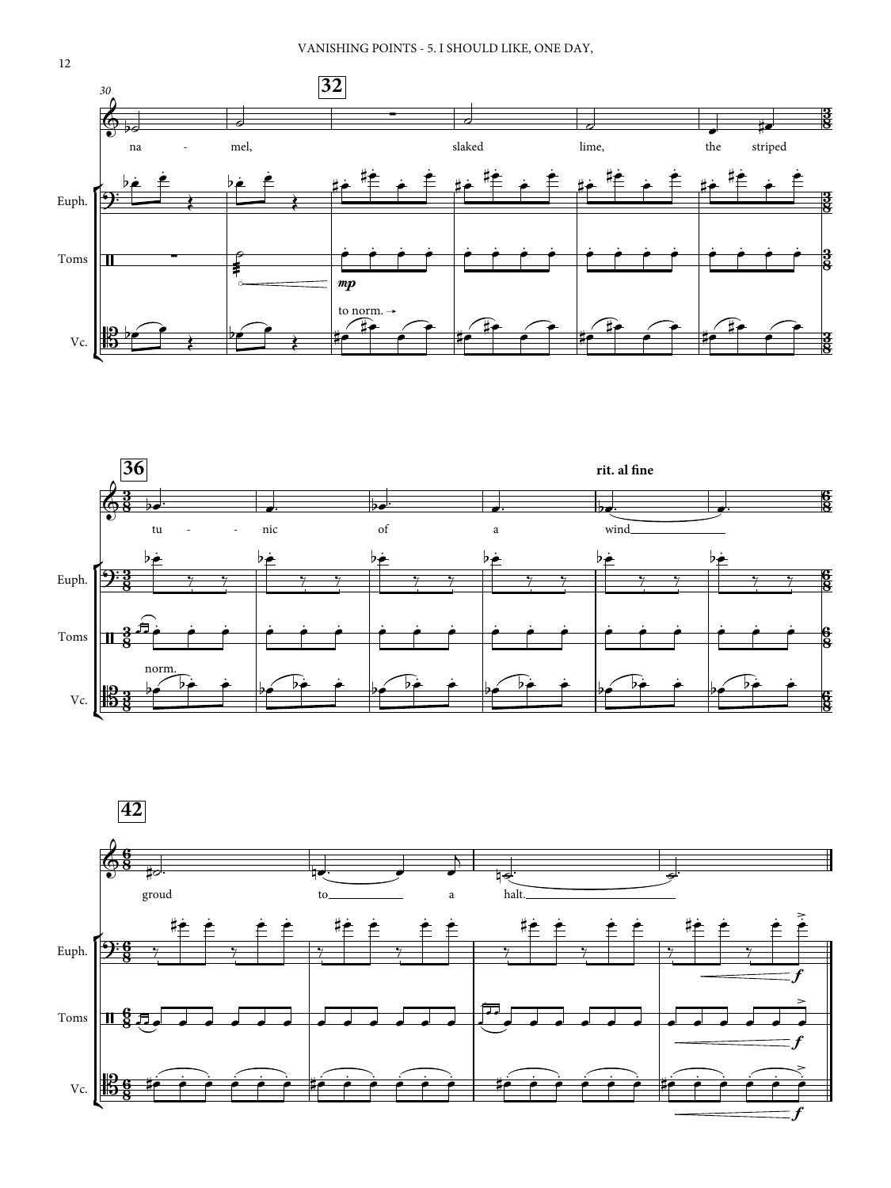30 — 32

na - mel, slaked lime, the striped

Euph.

Toms

*mp*

to norm. →

Vc.

36

tu - - nic of a wind

**rit. al fine**

norm.

42

groud to a halt.

*f*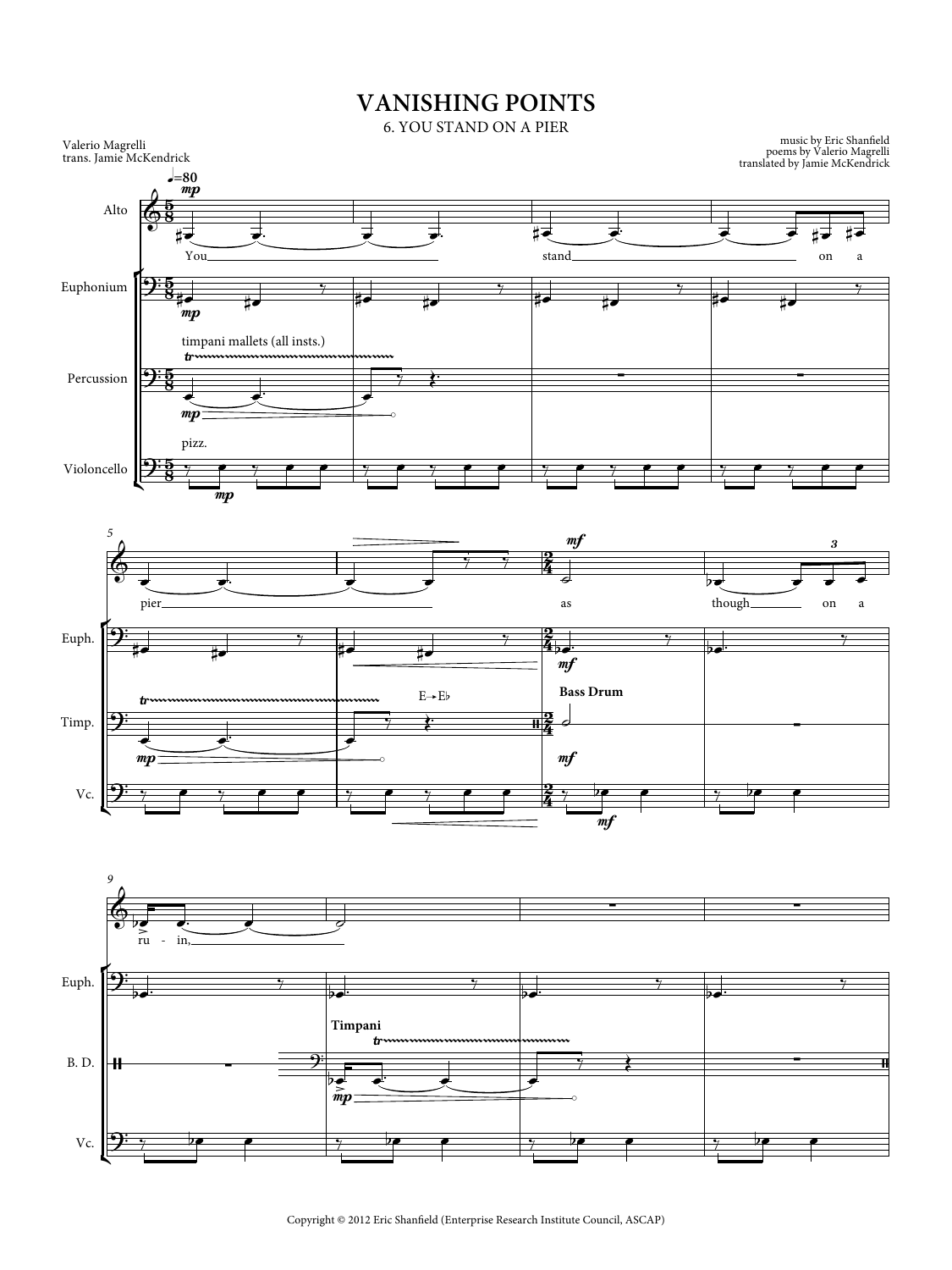# VANISHING POINTS

## 6. YOU STAND ON A PIER

Valerio Magrelli
trans. Jamie McKendrick

music by Eric Shanfield
poems by Valerio Magrelli
translated by Jamie McKendrick

Copyright © 2012 Eric Shanfield (Enterprise Research Institute Council, ASCAP)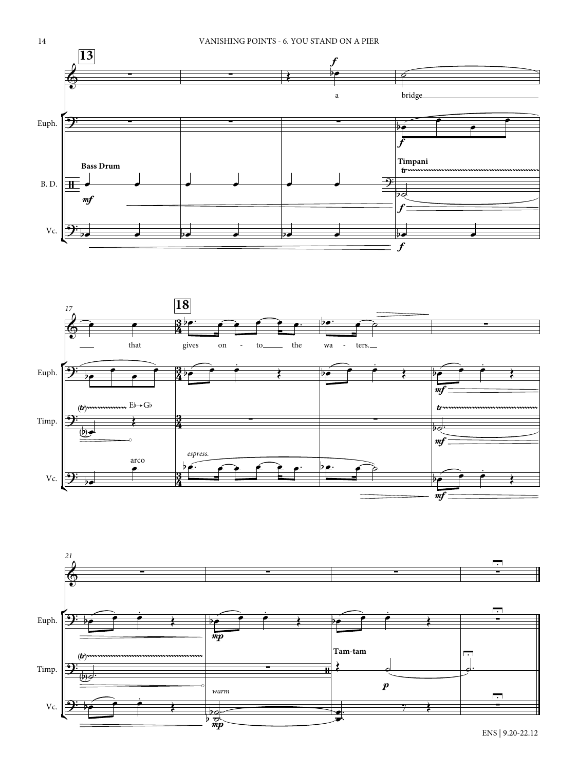**13**

a bridge

Euph.

Bass Drum

*mf*

B. D.

Timpani

*f*

Vc.

*f*

17

**18**

that gives on - to the wa - ters.

Euph.

*mf*

E♭→G♭

Timp.

*mf*

arco

*espress.*

Vc.

*mf*

21

Euph.

*mp*

Timp.

*warm*

Tam-tam

*p*

Vc.

*mp*

ENS | 9.20-22.12